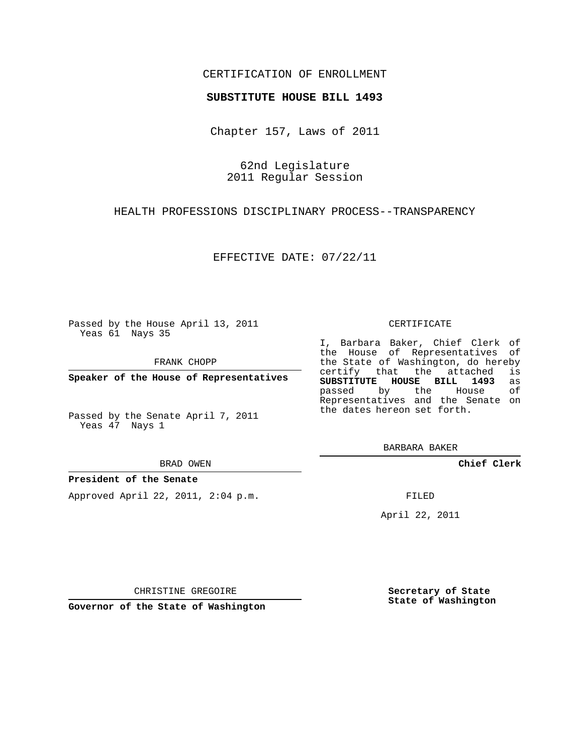CERTIFICATION OF ENROLLMENT

**SUBSTITUTE HOUSE BILL 1493**

Chapter 157, Laws of 2011

62nd Legislature
2011 Regular Session

HEALTH PROFESSIONS DISCIPLINARY PROCESS--TRANSPARENCY

EFFECTIVE DATE: 07/22/11

Passed by the House April 13, 2011
Yeas 61 Nays 35

FRANK CHOPP

**Speaker of the House of Representatives**

Passed by the Senate April 7, 2011
Yeas 47 Nays 1

BRAD OWEN

**President of the Senate**

Approved April 22, 2011, 2:04 p.m.

CHRISTINE GREGOIRE

**Governor of the State of Washington**

CERTIFICATE

I, Barbara Baker, Chief Clerk of the House of Representatives of the State of Washington, do hereby certify that the attached is **SUBSTITUTE HOUSE BILL 1493** as passed by the House of Representatives and the Senate on the dates hereon set forth.

BARBARA BAKER

**Chief Clerk**

FILED

April 22, 2011

**Secretary of State**
**State of Washington**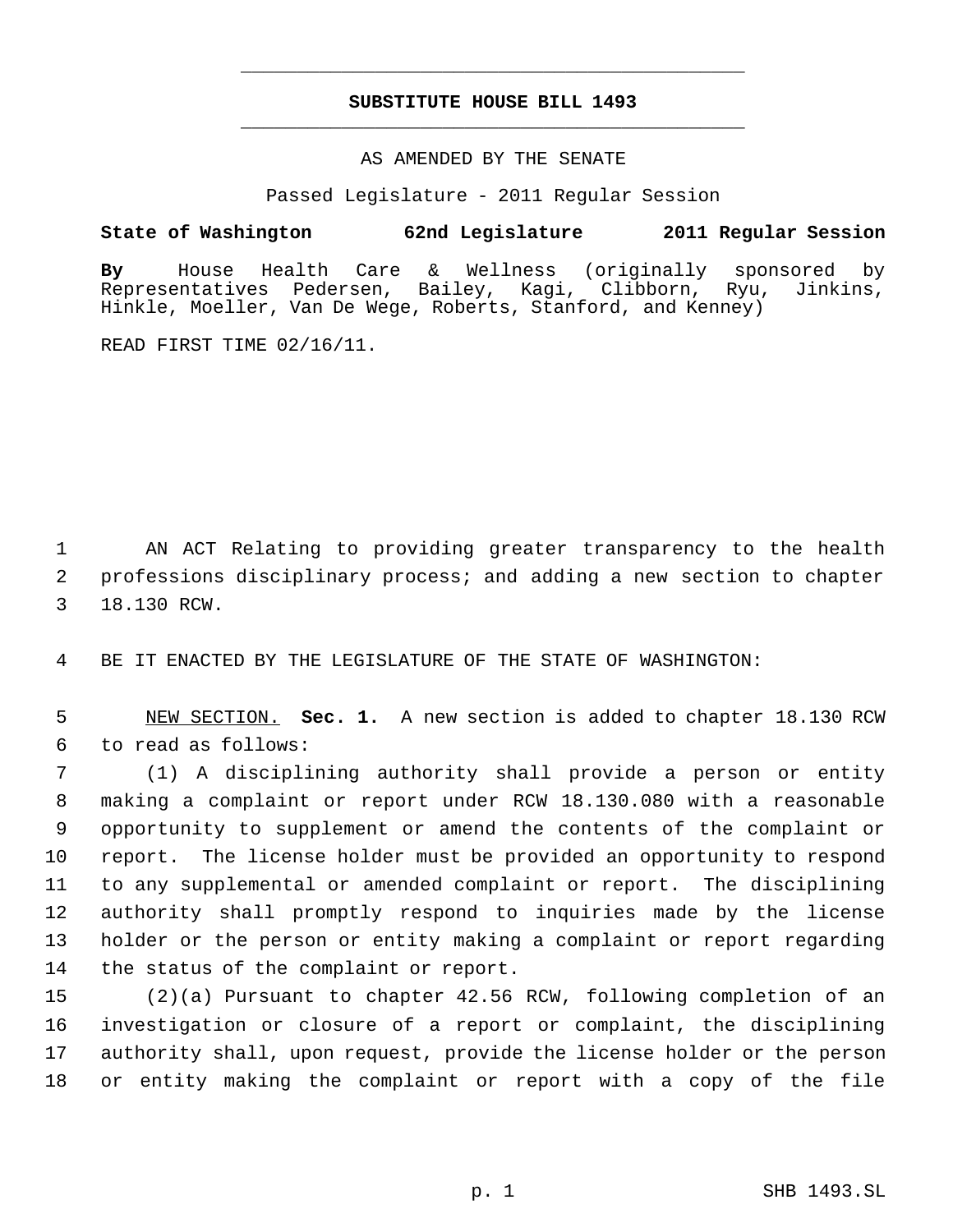# SUBSTITUTE HOUSE BILL 1493

AS AMENDED BY THE SENATE

Passed Legislature - 2011 Regular Session

**State of Washington 62nd Legislature 2011 Regular Session**

**By** House Health Care & Wellness (originally sponsored by Representatives Pedersen, Bailey, Kagi, Clibborn, Ryu, Jinkins, Hinkle, Moeller, Van De Wege, Roberts, Stanford, and Kenney)

READ FIRST TIME 02/16/11.

AN ACT Relating to providing greater transparency to the health professions disciplinary process; and adding a new section to chapter 18.130 RCW.

BE IT ENACTED BY THE LEGISLATURE OF THE STATE OF WASHINGTON:

NEW SECTION. **Sec. 1.** A new section is added to chapter 18.130 RCW to read as follows:

(1) A disciplining authority shall provide a person or entity making a complaint or report under RCW 18.130.080 with a reasonable opportunity to supplement or amend the contents of the complaint or report. The license holder must be provided an opportunity to respond to any supplemental or amended complaint or report. The disciplining authority shall promptly respond to inquiries made by the license holder or the person or entity making a complaint or report regarding the status of the complaint or report.

(2)(a) Pursuant to chapter 42.56 RCW, following completion of an investigation or closure of a report or complaint, the disciplining authority shall, upon request, provide the license holder or the person or entity making the complaint or report with a copy of the file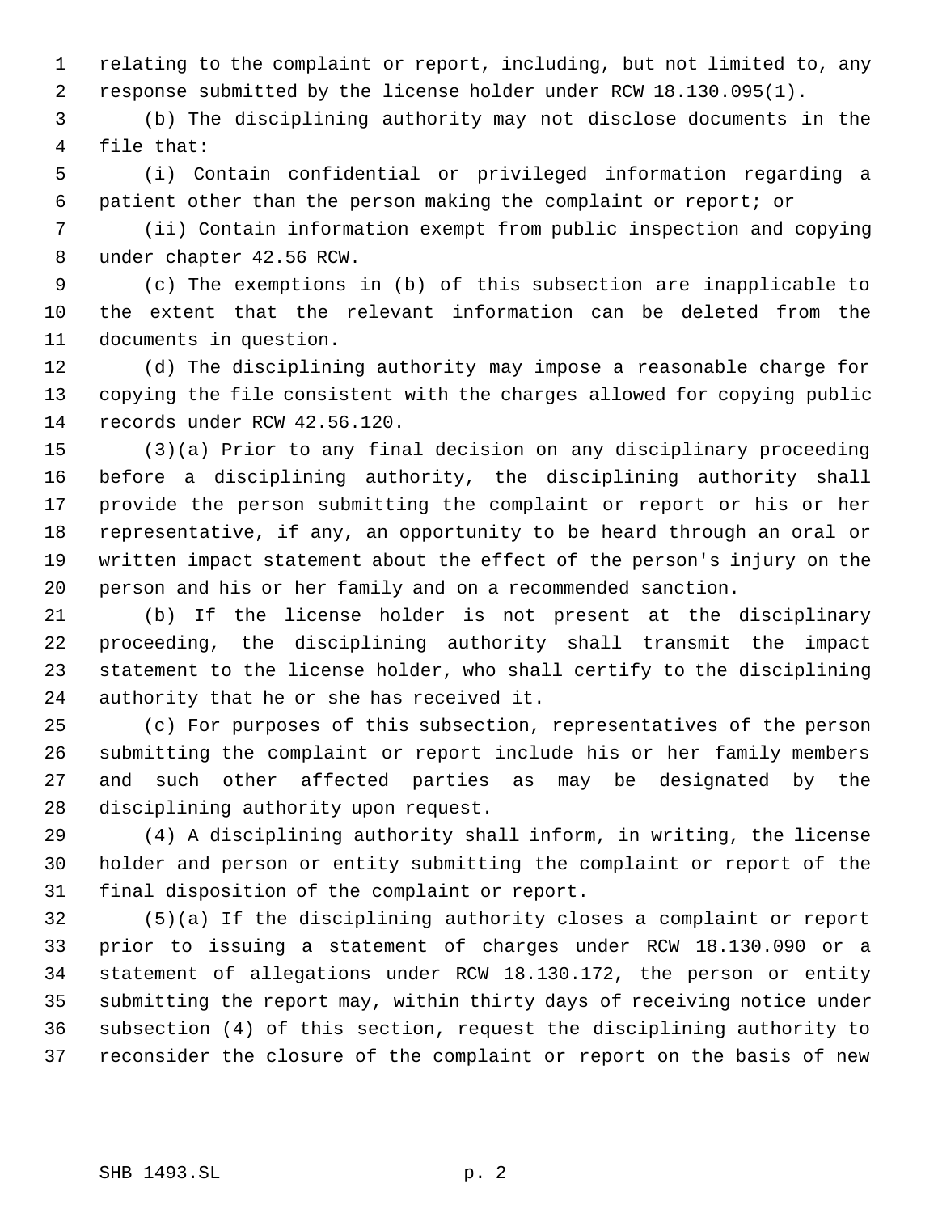relating to the complaint or report, including, but not limited to, any response submitted by the license holder under RCW 18.130.095(1).

(b) The disciplining authority may not disclose documents in the file that:

(i) Contain confidential or privileged information regarding a patient other than the person making the complaint or report; or

(ii) Contain information exempt from public inspection and copying under chapter 42.56 RCW.

(c) The exemptions in (b) of this subsection are inapplicable to the extent that the relevant information can be deleted from the documents in question.

(d) The disciplining authority may impose a reasonable charge for copying the file consistent with the charges allowed for copying public records under RCW 42.56.120.

(3)(a) Prior to any final decision on any disciplinary proceeding before a disciplining authority, the disciplining authority shall provide the person submitting the complaint or report or his or her representative, if any, an opportunity to be heard through an oral or written impact statement about the effect of the person's injury on the person and his or her family and on a recommended sanction.

(b) If the license holder is not present at the disciplinary proceeding, the disciplining authority shall transmit the impact statement to the license holder, who shall certify to the disciplining authority that he or she has received it.

(c) For purposes of this subsection, representatives of the person submitting the complaint or report include his or her family members and such other affected parties as may be designated by the disciplining authority upon request.

(4) A disciplining authority shall inform, in writing, the license holder and person or entity submitting the complaint or report of the final disposition of the complaint or report.

(5)(a) If the disciplining authority closes a complaint or report prior to issuing a statement of charges under RCW 18.130.090 or a statement of allegations under RCW 18.130.172, the person or entity submitting the report may, within thirty days of receiving notice under subsection (4) of this section, request the disciplining authority to reconsider the closure of the complaint or report on the basis of new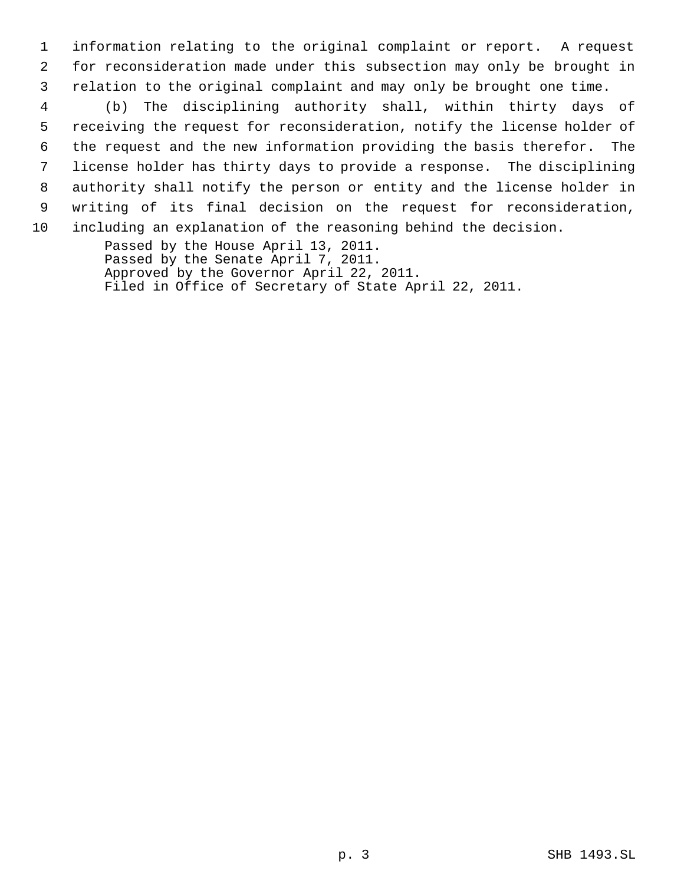information relating to the original complaint or report. A request for reconsideration made under this subsection may only be brought in relation to the original complaint and may only be brought one time.

(b) The disciplining authority shall, within thirty days of receiving the request for reconsideration, notify the license holder of the request and the new information providing the basis therefor. The license holder has thirty days to provide a response. The disciplining authority shall notify the person or entity and the license holder in writing of its final decision on the request for reconsideration, including an explanation of the reasoning behind the decision.

Passed by the House April 13, 2011.
Passed by the Senate April 7, 2011.
Approved by the Governor April 22, 2011.
Filed in Office of Secretary of State April 22, 2011.